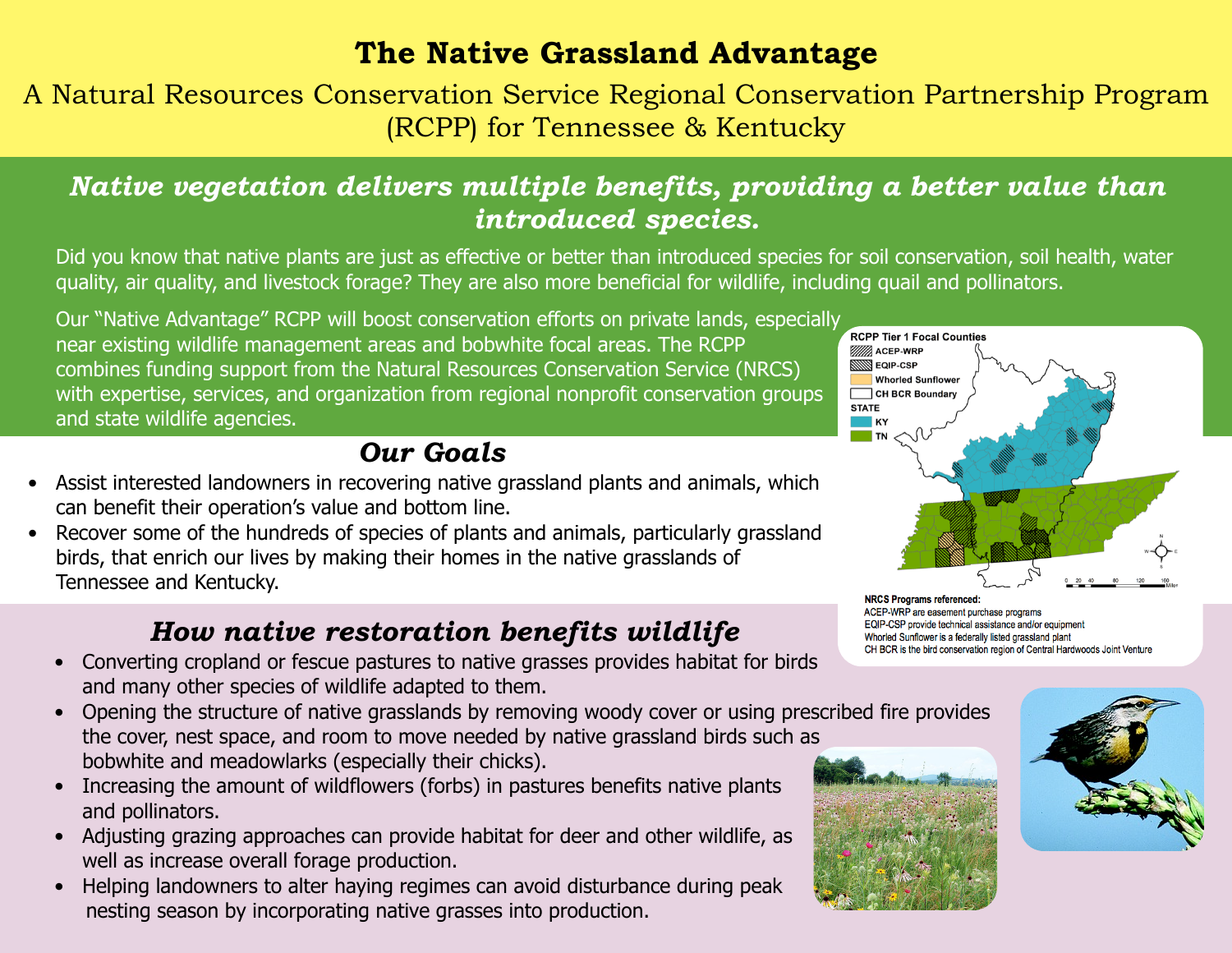# The Native Grassland Advantage

A Natural Resources Conservation Service Regional Conservation Partnership Program (RCPP) for Tennessee & Kentucky

## *Native vegetation delivers multiple benefits, providing a better value than introduced species.*

Did you know that native plants are just as effective or better than introduced species for soil conservation, soil health, water quality, air quality, and livestock forage? They are also more beneficial for wildlife, including quail and pollinators.

Our "Native Advantage" RCPP will boost conservation efforts on private lands, especially near existing wildlife management areas and bobwhite focal areas. The RCPP combines funding support from the Natural Resources Conservation Service (NRCS) with expertise, services, and organization from regional nonprofit conservation groups and state wildlife agencies.

RCPP Tier 1 Focal Counties

- ACEP-WRP
- EQIP-CSP
- Whorled Sunflower
- CH BCR Boundary

STATE

- KY
- TN

NRCS Programs referenced:
ACEP-WRP are easement purchase programs
EQIP-CSP provide technical assistance and/or equipment
Whorled Sunflower is a federally listed grassland plant
CH BCR is the bird conservation region of Central Hardwoods Joint Venture

## *Our Goals*

- Assist interested landowners in recovering native grassland plants and animals, which can benefit their operation's value and bottom line.
- Recover some of the hundreds of species of plants and animals, particularly grassland birds, that enrich our lives by making their homes in the native grasslands of Tennessee and Kentucky.

## *How native restoration benefits wildlife*

- Converting cropland or fescue pastures to native grasses provides habitat for birds and many other species of wildlife adapted to them.
- Opening the structure of native grasslands by removing woody cover or using prescribed fire provides the cover, nest space, and room to move needed by native grassland birds such as bobwhite and meadowlarks (especially their chicks).
- Increasing the amount of wildflowers (forbs) in pastures benefits native plants and pollinators.
- Adjusting grazing approaches can provide habitat for deer and other wildlife, as well as increase overall forage production.
- Helping landowners to alter haying regimes can avoid disturbance during peak nesting season by incorporating native grasses into production.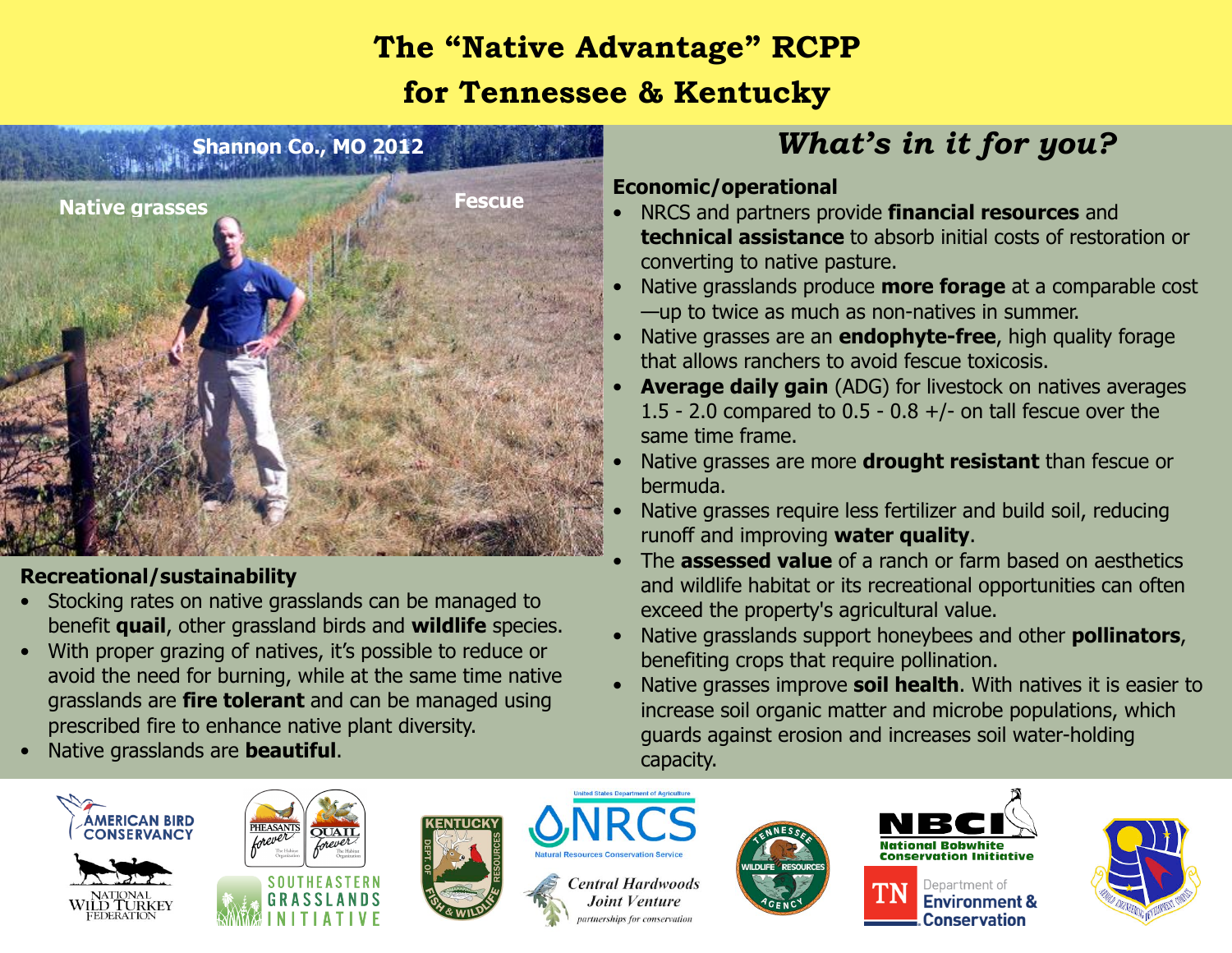# The "Native Advantage" RCPP for Tennessee & Kentucky

Shannon Co., MO 2012

Native grasses

Fescue

## Recreational/sustainability

- Stocking rates on native grasslands can be managed to benefit **quail**, other grassland birds and **wildlife** species.
- With proper grazing of natives, it's possible to reduce or avoid the need for burning, while at the same time native grasslands are **fire tolerant** and can be managed using prescribed fire to enhance native plant diversity.
- Native grasslands are **beautiful**.

## *What's in it for you?*

### Economic/operational

- NRCS and partners provide **financial resources** and **technical assistance** to absorb initial costs of restoration or converting to native pasture.
- Native grasslands produce **more forage** at a comparable cost —up to twice as much as non-natives in summer.
- Native grasses are an **endophyte-free**, high quality forage that allows ranchers to avoid fescue toxicosis.
- **Average daily gain** (ADG) for livestock on natives averages 1.5 - 2.0 compared to 0.5 - 0.8 +/- on tall fescue over the same time frame.
- Native grasses are more **drought resistant** than fescue or bermuda.
- Native grasses require less fertilizer and build soil, reducing runoff and improving **water quality**.
- The **assessed value** of a ranch or farm based on aesthetics and wildlife habitat or its recreational opportunities can often exceed the property's agricultural value.
- Native grasslands support honeybees and other **pollinators**, benefiting crops that require pollination.
- Native grasses improve **soil health**. With natives it is easier to increase soil organic matter and microbe populations, which guards against erosion and increases soil water-holding capacity.

American Bird Conservancy · National Wild Turkey Federation · Pheasants Forever · Quail Forever · Southeastern Grasslands Initiative · Kentucky Dept of Fish & Wildlife Resources · United States Department of Agriculture NRCS Natural Resources Conservation Service · Central Hardwoods Joint Venture, partnerships for conservation · Tennessee Wildlife Resources Agency · NBCI National Bobwhite Conservation Initiative · TN Department of Environment & Conservation · Arnold Engineering Development Complex